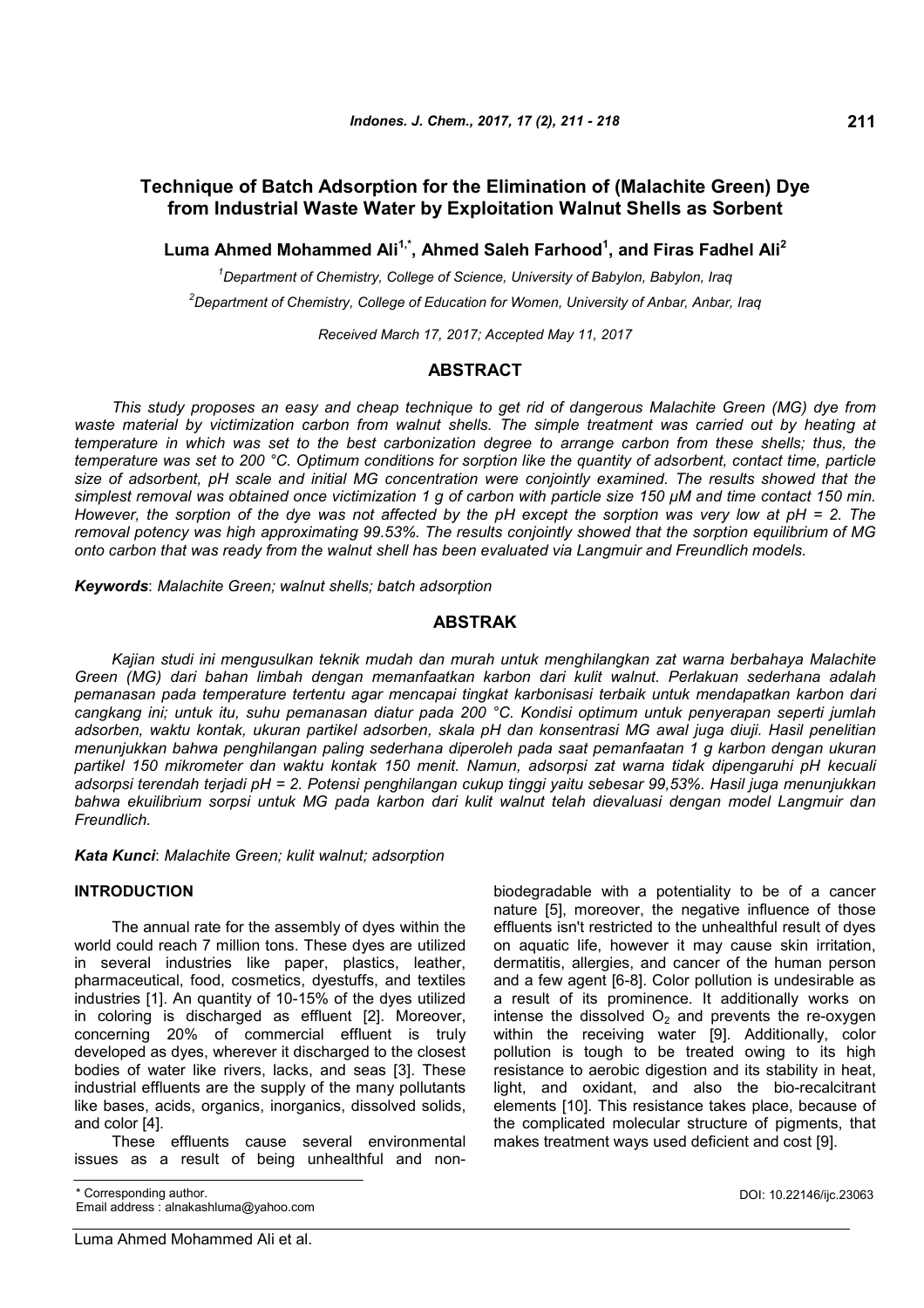# Technique of Batch Adsorption for the Elimination of (Malachite Green) Dye from Industrial Waste Water by Exploitation Walnut Shells as Sorbent

**Luma Ahmed Mohammed Ali[1,*], Ahmed Saleh Farhood[1], and Firas Fadhel Ali[2]**

[1]*Department of Chemistry, College of Science, University of Babylon, Babylon, Iraq*

[2]*Department of Chemistry, College of Education for Women, University of Anbar, Anbar, Iraq*

*Received March 17, 2017; Accepted May 11, 2017*

## ABSTRACT

*This study proposes an easy and cheap technique to get rid of dangerous Malachite Green (MG) dye from waste material by victimization carbon from walnut shells. The simple treatment was carried out by heating at temperature in which was set to the best carbonization degree to arrange carbon from these shells; thus, the temperature was set to 200 °C. Optimum conditions for sorption like the quantity of adsorbent, contact time, particle size of adsorbent, pH scale and initial MG concentration were conjointly examined. The results showed that the simplest removal was obtained once victimization 1 g of carbon with particle size 150 μM and time contact 150 min. However, the sorption of the dye was not affected by the pH except the sorption was very low at pH = 2. The removal potency was high approximating 99.53%. The results conjointly showed that the sorption equilibrium of MG onto carbon that was ready from the walnut shell has been evaluated via Langmuir and Freundlich models.*

***Keywords***: *Malachite Green; walnut shells; batch adsorption*

## ABSTRAK

*Kajian studi ini mengusulkan teknik mudah dan murah untuk menghilangkan zat warna berbahaya Malachite Green (MG) dari bahan limbah dengan memanfaatkan karbon dari kulit walnut. Perlakuan sederhana adalah pemanasan pada temperature tertentu agar mencapai tingkat karbonisasi terbaik untuk mendapatkan karbon dari cangkang ini; untuk itu, suhu pemanasan diatur pada 200 °C. Kondisi optimum untuk penyerapan seperti jumlah adsorben, waktu kontak, ukuran partikel adsorben, skala pH dan konsentrasi MG awal juga diuji. Hasil penelitian menunjukkan bahwa penghilangan paling sederhana diperoleh pada saat pemanfaatan 1 g karbon dengan ukuran partikel 150 mikrometer dan waktu kontak 150 menit. Namun, adsorpsi zat warna tidak dipengaruhi pH kecuali adsorpsi terendah terjadi pH = 2. Potensi penghilangan cukup tinggi yaitu sebesar 99,53%. Hasil juga menunjukkan bahwa ekuilibrium sorpsi untuk MG pada karbon dari kulit walnut telah dievaluasi dengan model Langmuir dan Freundlich.*

***Kata Kunci***: *Malachite Green; kulit walnut; adsorption*

## INTRODUCTION

The annual rate for the assembly of dyes within the world could reach 7 million tons. These dyes are utilized in several industries like paper, plastics, leather, pharmaceutical, food, cosmetics, dyestuffs, and textiles industries [1]. An quantity of 10-15% of the dyes utilized in coloring is discharged as effluent [2]. Moreover, concerning 20% of commercial effluent is truly developed as dyes, wherever it discharged to the closest bodies of water like rivers, lacks, and seas [3]. These industrial effluents are the supply of the many pollutants like bases, acids, organics, inorganics, dissolved solids, and color [4].

These effluents cause several environmental issues as a result of being unhealthful and non-biodegradable with a potentiality to be of a cancer nature [5], moreover, the negative influence of those effluents isn't restricted to the unhealthful result of dyes on aquatic life, however it may cause skin irritation, dermatitis, allergies, and cancer of the human person and a few agent [6-8]. Color pollution is undesirable as a result of its prominence. It additionally works on intense the dissolved $O_2$ and prevents the re-oxygen within the receiving water [9]. Additionally, color pollution is tough to be treated owing to its high resistance to aerobic digestion and its stability in heat, light, and oxidant, and also the bio-recalcitrant elements [10]. This resistance takes place, because of the complicated molecular structure of pigments, that makes treatment ways used deficient and cost [9].

\* Corresponding author.
Email address : alnakashluma@yahoo.com

DOI: 10.22146/ijc.23063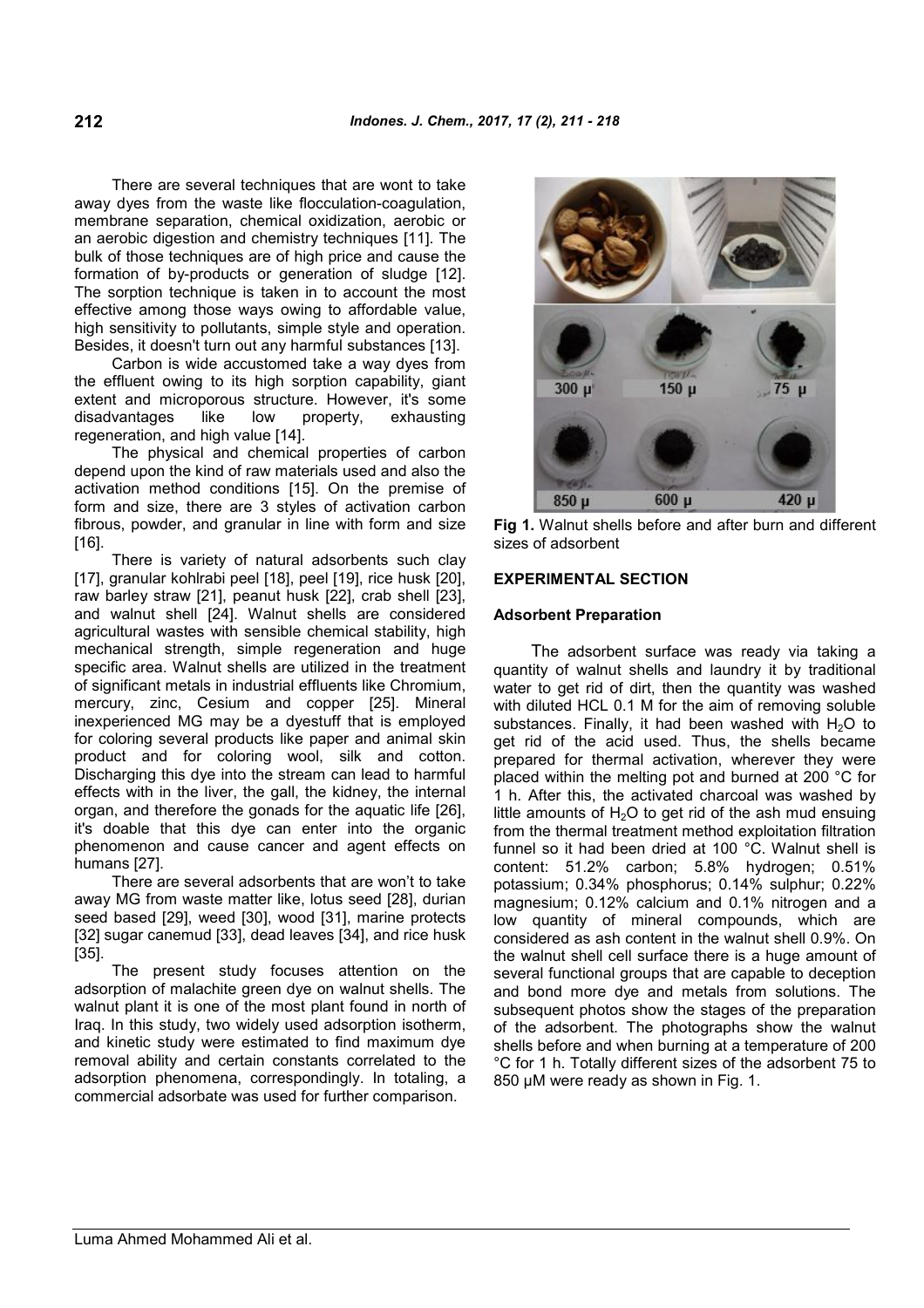There are several techniques that are wont to take away dyes from the waste like flocculation-coagulation, membrane separation, chemical oxidization, aerobic or an aerobic digestion and chemistry techniques [11]. The bulk of those techniques are of high price and cause the formation of by-products or generation of sludge [12]. The sorption technique is taken in to account the most effective among those ways owing to affordable value, high sensitivity to pollutants, simple style and operation. Besides, it doesn't turn out any harmful substances [13].

Carbon is wide accustomed take a way dyes from the effluent owing to its high sorption capability, giant extent and microporous structure. However, it's some disadvantages like low property, exhausting regeneration, and high value [14].

The physical and chemical properties of carbon depend upon the kind of raw materials used and also the activation method conditions [15]. On the premise of form and size, there are 3 styles of activation carbon fibrous, powder, and granular in line with form and size [16].

There is variety of natural adsorbents such clay [17], granular kohlrabi peel [18], peel [19], rice husk [20], raw barley straw [21], peanut husk [22], crab shell [23], and walnut shell [24]. Walnut shells are considered agricultural wastes with sensible chemical stability, high mechanical strength, simple regeneration and huge specific area. Walnut shells are utilized in the treatment of significant metals in industrial effluents like Chromium, mercury, zinc, Cesium and copper [25]. Mineral inexperienced MG may be a dyestuff that is employed for coloring several products like paper and animal skin product and for coloring wool, silk and cotton. Discharging this dye into the stream can lead to harmful effects with in the liver, the gall, the kidney, the internal organ, and therefore the gonads for the aquatic life [26], it's doable that this dye can enter into the organic phenomenon and cause cancer and agent effects on humans [27].

There are several adsorbents that are won't to take away MG from waste matter like, lotus seed [28], durian seed based [29], weed [30], wood [31], marine protects [32] sugar canemud [33], dead leaves [34], and rice husk [35].

The present study focuses attention on the adsorption of malachite green dye on walnut shells. The walnut plant it is one of the most plant found in north of Iraq. In this study, two widely used adsorption isotherm, and kinetic study were estimated to find maximum dye removal ability and certain constants correlated to the adsorption phenomena, correspondingly. In totaling, a commercial adsorbate was used for further comparison.

**Fig 1.** Walnut shells before and after burn and different sizes of adsorbent

## EXPERIMENTAL SECTION

### Adsorbent Preparation

The adsorbent surface was ready via taking a quantity of walnut shells and laundry it by traditional water to get rid of dirt, then the quantity was washed with diluted HCL 0.1 M for the aim of removing soluble substances. Finally, it had been washed with $H_2O$ to get rid of the acid used. Thus, the shells became prepared for thermal activation, wherever they were placed within the melting pot and burned at 200 °C for 1 h. After this, the activated charcoal was washed by little amounts of $H_2O$ to get rid of the ash mud ensuing from the thermal treatment method exploitation filtration funnel so it had been dried at 100 °C. Walnut shell is content: 51.2% carbon; 5.8% hydrogen; 0.51% potassium; 0.34% phosphorus; 0.14% sulphur; 0.22% magnesium; 0.12% calcium and 0.1% nitrogen and a low quantity of mineral compounds, which are considered as ash content in the walnut shell 0.9%. On the walnut shell cell surface there is a huge amount of several functional groups that are capable to deception and bond more dye and metals from solutions. The subsequent photos show the stages of the preparation of the adsorbent. The photographs show the walnut shells before and when burning at a temperature of 200 °C for 1 h. Totally different sizes of the adsorbent 75 to 850 μM were ready as shown in Fig. 1.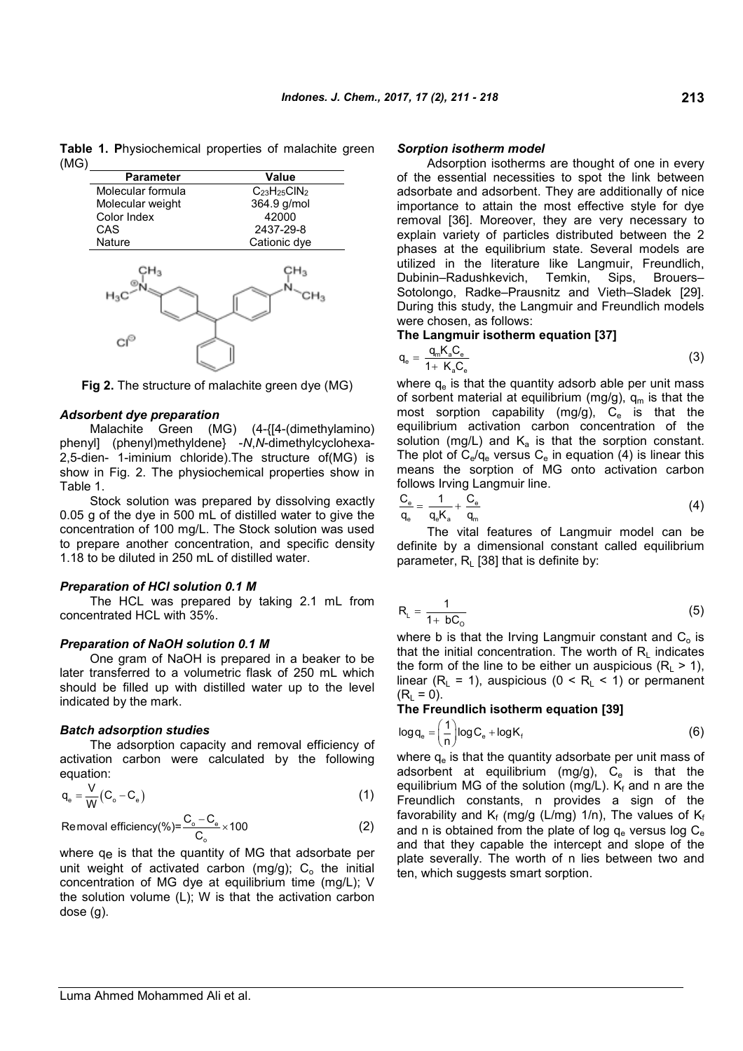**Table 1. P**hysiochemical properties of malachite green (MG)

| Parameter | Value |
| --- | --- |
| Molecular formula | $C_{23}H_{25}ClN_2$ |
| Molecular weight | 364.9 g/mol |
| Color Index | 42000 |
| CAS | 2437-29-8 |
| Nature | Cationic dye |

**Fig 2.** The structure of malachite green dye (MG)

### *Adsorbent dye preparation*

Malachite Green (MG) (4-{[4-(dimethylamino) phenyl] (phenyl)methyldene} -*N*,*N*-dimethylcyclohexa-2,5-dien- 1-iminium chloride).The structure of(MG) is show in Fig. 2. The physiochemical properties show in Table 1.

Stock solution was prepared by dissolving exactly 0.05 g of the dye in 500 mL of distilled water to give the concentration of 100 mg/L. The Stock solution was used to prepare another concentration, and specific density 1.18 to be diluted in 250 mL of distilled water.

### *Preparation of HCl solution 0.1 M*

The HCL was prepared by taking 2.1 mL from concentrated HCL with 35%.

### *Preparation of NaOH solution 0.1 M*

One gram of NaOH is prepared in a beaker to be later transferred to a volumetric flask of 250 mL which should be filled up with distilled water up to the level indicated by the mark.

### *Batch adsorption studies*

The adsorption capacity and removal efficiency of activation carbon were calculated by the following equation:

$$q_e = \frac{V}{W}\left(C_o - C_e\right) \tag{1}$$

$$\text{Removal efficiency(\%)} = \frac{C_o - C_e}{C_o} \times 100 \tag{2}$$

where $q_e$ is that the quantity of MG that adsorbate per unit weight of activated carbon (mg/g); $C_o$ the initial concentration of MG dye at equilibrium time (mg/L); V the solution volume (L); W is that the activation carbon dose (g).

### *Sorption isotherm model*

Adsorption isotherms are thought of one in every of the essential necessities to spot the link between adsorbate and adsorbent. They are additionally of nice importance to attain the most effective style for dye removal [36]. Moreover, they are very necessary to explain variety of particles distributed between the 2 phases at the equilibrium state. Several models are utilized in the literature like Langmuir, Freundlich, Dubinin–Radushkevich, Temkin, Sips, Brouers–Sotolongo, Radke–Prausnitz and Vieth–Sladek [29]. During this study, the Langmuir and Freundlich models were chosen, as follows:

**The Langmuir isotherm equation [37]**

$$q_e = \frac{q_m K_a C_e}{1 + K_a C_e} \tag{3}$$

where $q_e$ is that the quantity adsorb able per unit mass of sorbent material at equilibrium (mg/g), $q_m$ is that the most sorption capability (mg/g), $C_e$ is that the equilibrium activation carbon concentration of the solution (mg/L) and $K_a$ is that the sorption constant. The plot of $C_e/q_e$ versus $C_e$ in equation (4) is linear this means the sorption of MG onto activation carbon follows Irving Langmuir line.

$$\frac{C_e}{q_e} = \frac{1}{q_e K_a} + \frac{C_e}{q_m} \tag{4}$$

The vital features of Langmuir model can be definite by a dimensional constant called equilibrium parameter, $R_L$ [38] that is definite by:

$$R_L = \frac{1}{1 + bC_O} \tag{5}$$

where b is that the Irving Langmuir constant and $C_o$ is that the initial concentration. The worth of $R_L$ indicates the form of the line to be either un auspicious ($R_L > 1$), linear ($R_L = 1$), auspicious ($0 < R_L < 1$) or permanent ($R_L = 0$).

**The Freundlich isotherm equation [39]**

$$\log q_e = \left(\frac{1}{n}\right)\log C_e + \log K_f \tag{6}$$

where $q_e$ is that the quantity adsorbate per unit mass of adsorbent at equilibrium (mg/g), $C_e$ is that the equilibrium MG of the solution (mg/L). $K_f$ and n are the Freundlich constants, n provides a sign of the favorability and $K_f$ (mg/g (L/mg) 1/n), The values of $K_f$ and n is obtained from the plate of log $q_e$ versus log $C_e$ and that they capable the intercept and slope of the plate severally. The worth of n lies between two and ten, which suggests smart sorption.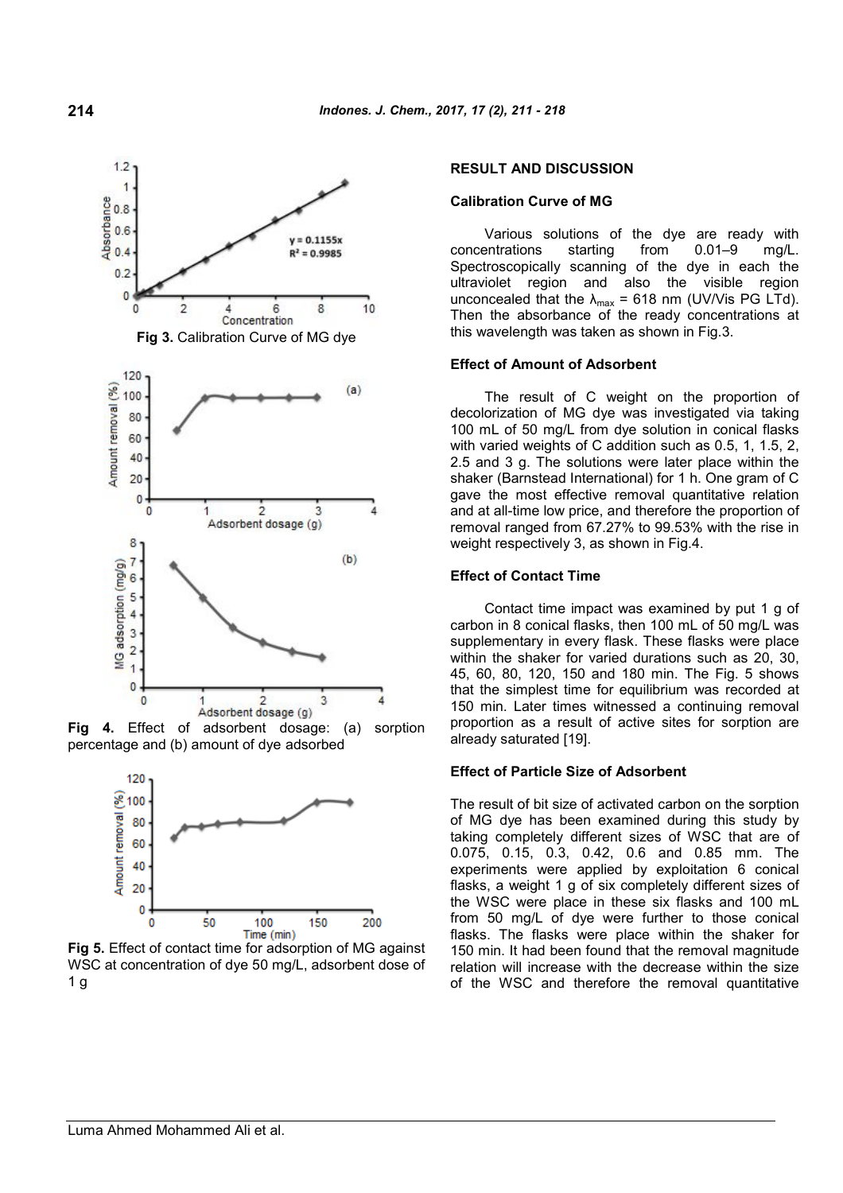Fig 3. Calibration Curve of MG dye

Fig 4. Effect of adsorbent dosage: (a) sorption percentage and (b) amount of dye adsorbed

Fig 5. Effect of contact time for adsorption of MG against WSC at concentration of dye 50 mg/L, adsorbent dose of 1 g

## RESULT AND DISCUSSION

### Calibration Curve of MG

Various solutions of the dye are ready with concentrations starting from 0.01–9 mg/L. Spectroscopically scanning of the dye in each the ultraviolet region and also the visible region unconcealed that the $\lambda_{max}$ = 618 nm (UV/Vis PG LTd). Then the absorbance of the ready concentrations at this wavelength was taken as shown in Fig.3.

### Effect of Amount of Adsorbent

The result of C weight on the proportion of decolorization of MG dye was investigated via taking 100 mL of 50 mg/L from dye solution in conical flasks with varied weights of C addition such as 0.5, 1, 1.5, 2, 2.5 and 3 g. The solutions were later place within the shaker (Barnstead International) for 1 h. One gram of C gave the most effective removal quantitative relation and at all-time low price, and therefore the proportion of removal ranged from 67.27% to 99.53% with the rise in weight respectively 3, as shown in Fig.4.

### Effect of Contact Time

Contact time impact was examined by put 1 g of carbon in 8 conical flasks, then 100 mL of 50 mg/L was supplementary in every flask. These flasks were place within the shaker for varied durations such as 20, 30, 45, 60, 80, 120, 150 and 180 min. The Fig. 5 shows that the simplest time for equilibrium was recorded at 150 min. Later times witnessed a continuing removal proportion as a result of active sites for sorption are already saturated [19].

### Effect of Particle Size of Adsorbent

The result of bit size of activated carbon on the sorption of MG dye has been examined during this study by taking completely different sizes of WSC that are of 0.075, 0.15, 0.3, 0.42, 0.6 and 0.85 mm. The experiments were applied by exploitation 6 conical flasks, a weight 1 g of six completely different sizes of the WSC were place in these six flasks and 100 mL from 50 mg/L of dye were further to those conical flasks. The flasks were place within the shaker for 150 min. It had been found that the removal magnitude relation will increase with the decrease within the size of the WSC and therefore the removal quantitative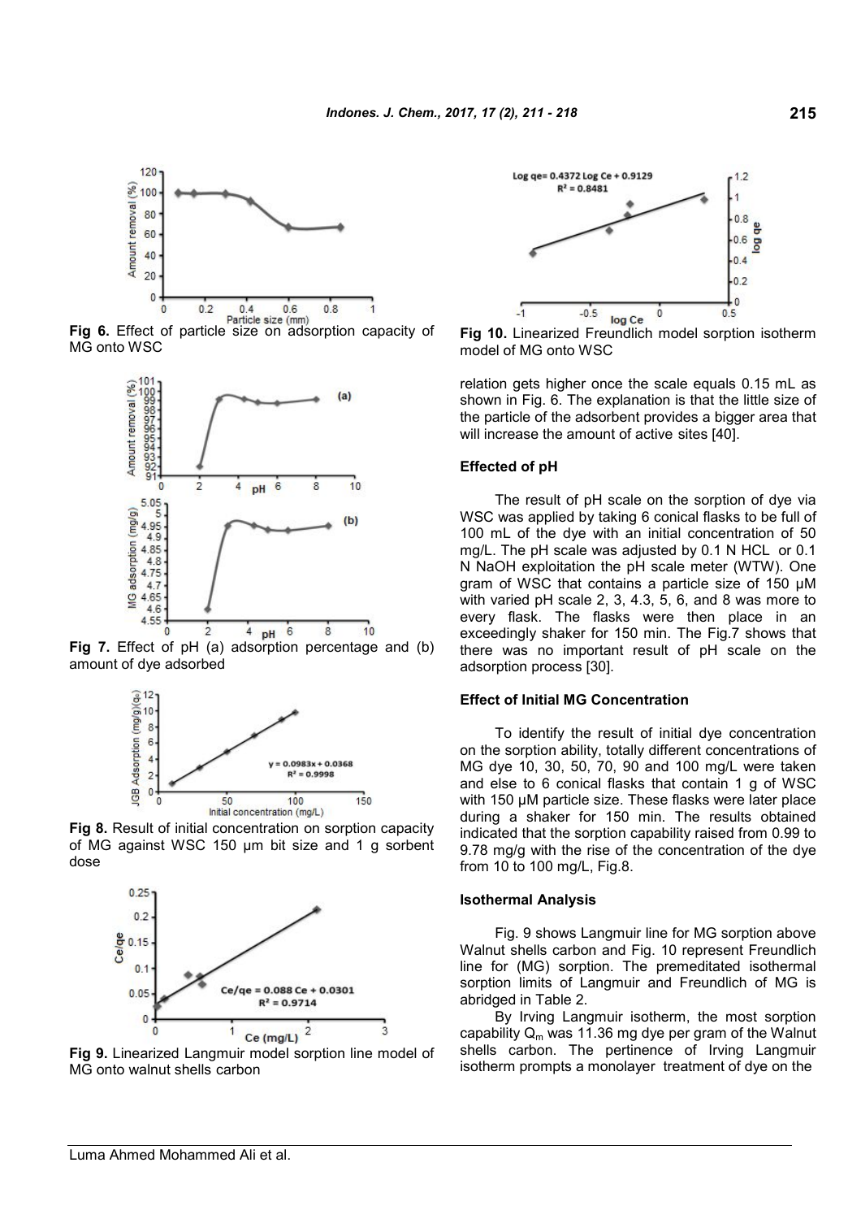Fig 6. Effect of particle size on adsorption capacity of MG onto WSC

Fig 7. Effect of pH (a) adsorption percentage and (b) amount of dye adsorbed

Fig 8. Result of initial concentration on sorption capacity of MG against WSC 150 µm bit size and 1 g sorbent dose

Fig 9. Linearized Langmuir model sorption line model of MG onto walnut shells carbon

Fig 10. Linearized Freundlich model sorption isotherm model of MG onto WSC

relation gets higher once the scale equals 0.15 mL as shown in Fig. 6. The explanation is that the little size of the particle of the adsorbent provides a bigger area that will increase the amount of active sites [40].

### Effected of pH

The result of pH scale on the sorption of dye via WSC was applied by taking 6 conical flasks to be full of 100 mL of the dye with an initial concentration of 50 mg/L. The pH scale was adjusted by 0.1 N HCL or 0.1 N NaOH exploitation the pH scale meter (WTW). One gram of WSC that contains a particle size of 150 µM with varied pH scale 2, 3, 4.3, 5, 6, and 8 was more to every flask. The flasks were then place in an exceedingly shaker for 150 min. The Fig.7 shows that there was no important result of pH scale on the adsorption process [30].

### Effect of Initial MG Concentration

To identify the result of initial dye concentration on the sorption ability, totally different concentrations of MG dye 10, 30, 50, 70, 90 and 100 mg/L were taken and else to 6 conical flasks that contain 1 g of WSC with 150 µM particle size. These flasks were later place during a shaker for 150 min. The results obtained indicated that the sorption capability raised from 0.99 to 9.78 mg/g with the rise of the concentration of the dye from 10 to 100 mg/L, Fig.8.

### Isothermal Analysis

Fig. 9 shows Langmuir line for MG sorption above Walnut shells carbon and Fig. 10 represent Freundlich line for (MG) sorption. The premeditated isothermal sorption limits of Langmuir and Freundlich of MG is abridged in Table 2.

By Irving Langmuir isotherm, the most sorption capability $Q_m$ was 11.36 mg dye per gram of the Walnut shells carbon. The pertinence of Irving Langmuir isotherm prompts a monolayer treatment of dye on the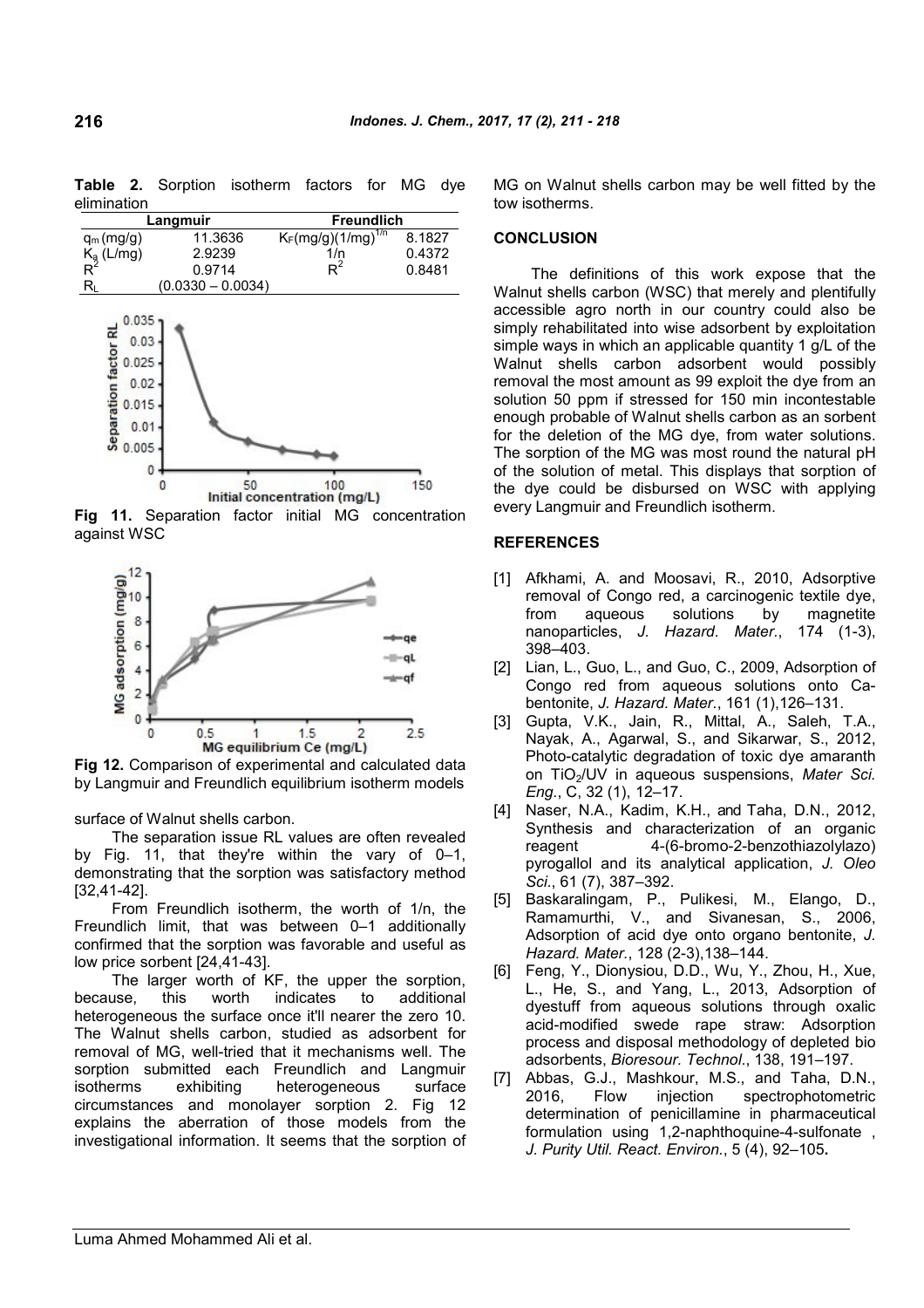**Table 2.** Sorption isotherm factors for MG dye elimination

| Langmuir | | Freundlich | |
|---|---|---|---|
| $q_m$ (mg/g) | 11.3636 | $K_F$(mg/g)(1/mg)$^{1/n}$ | 8.1827 |
| $K_a$ (L/mg) | 2.9239 | 1/n | 0.4372 |
| $R^2$ | 0.9714 | $R^2$ | 0.8481 |
| $R_L$ | (0.0330 – 0.0034) | | |

**Fig 11.** Separation factor initial MG concentration against WSC

**Fig 12.** Comparison of experimental and calculated data by Langmuir and Freundlich equilibrium isotherm models

surface of Walnut shells carbon.

The separation issue RL values are often revealed by Fig. 11, that they're within the vary of 0–1, demonstrating that the sorption was satisfactory method [32,41-42].

From Freundlich isotherm, the worth of 1/n, the Freundlich limit, that was between 0–1 additionally confirmed that the sorption was favorable and useful as low price sorbent [24,41-43].

The larger worth of KF, the upper the sorption, because, this worth indicates to additional heterogeneous the surface once it'll nearer the zero 10. The Walnut shells carbon, studied as adsorbent for removal of MG, well-tried that it mechanisms well. The sorption submitted each Freundlich and Langmuir isotherms exhibiting heterogeneous surface circumstances and monolayer sorption 2. Fig 12 explains the aberration of those models from the investigational information. It seems that the sorption of MG on Walnut shells carbon may be well fitted by the tow isotherms.

## CONCLUSION

The definitions of this work expose that the Walnut shells carbon (WSC) that merely and plentifully accessible agro north in our country could also be simply rehabilitated into wise adsorbent by exploitation simple ways in which an applicable quantity 1 g/L of the Walnut shells carbon adsorbent would possibly removal the most amount as 99 exploit the dye from an solution 50 ppm if stressed for 150 min incontestable enough probable of Walnut shells carbon as an sorbent for the deletion of the MG dye, from water solutions. The sorption of the MG was most round the natural pH of the solution of metal. This displays that sorption of the dye could be disbursed on WSC with applying every Langmuir and Freundlich isotherm.

## REFERENCES

[1] Afkhami, A. and Moosavi, R., 2010, Adsorptive removal of Congo red, a carcinogenic textile dye, from aqueous solutions by magnetite nanoparticles, *J. Hazard. Mater.*, 174 (1-3), 398–403.

[2] Lian, L., Guo, L., and Guo, C., 2009, Adsorption of Congo red from aqueous solutions onto Ca-bentonite, *J. Hazard. Mater.*, 161 (1),126–131.

[3] Gupta, V.K., Jain, R., Mittal, A., Saleh, T.A., Nayak, A., Agarwal, S., and Sikarwar, S., 2012, Photo-catalytic degradation of toxic dye amaranth on $TiO_2$/UV in aqueous suspensions, *Mater Sci. Eng.*, C, 32 (1), 12–17.

[4] Naser, N.A., Kadim, K.H., and Taha, D.N., 2012, Synthesis and characterization of an organic reagent 4-(6-bromo-2-benzothiazolylazo) pyrogallol and its analytical application, *J. Oleo Sci.*, 61 (7), 387–392.

[5] Baskaralingam, P., Pulikesi, M., Elango, D., Ramamurthi, V., and Sivanesan, S., 2006, Adsorption of acid dye onto organo bentonite, *J. Hazard. Mater.*, 128 (2-3),138–144.

[6] Feng, Y., Dionysiou, D.D., Wu, Y., Zhou, H., Xue, L., He, S., and Yang, L., 2013, Adsorption of dyestuff from aqueous solutions through oxalic acid-modified swede rape straw: Adsorption process and disposal methodology of depleted bio adsorbents, *Bioresour. Technol.*, 138, 191–197.

[7] Abbas, G.J., Mashkour, M.S., and Taha, D.N., 2016, Flow injection spectrophotometric determination of penicillamine in pharmaceutical formulation using 1,2-naphthoquine-4-sulfonate , *J. Purity Util. React. Environ.*, 5 (4), 92–105.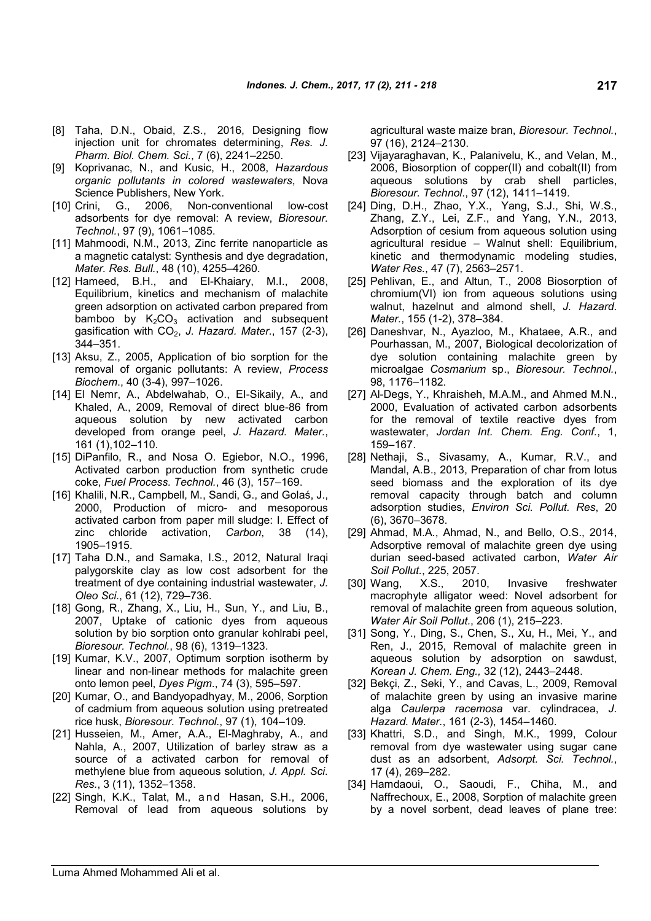[8] Taha, D.N., Obaid, Z.S., 2016, Designing flow injection unit for chromates determining, *Res. J. Pharm. Biol. Chem. Sci.*, 7 (6), 2241–2250.

[9] Koprivanac, N., and Kusic, H., 2008, *Hazardous organic pollutants in colored wastewaters*, Nova Science Publishers, New York.

[10] Crini, G., 2006, Non-conventional low-cost adsorbents for dye removal: A review, *Bioresour. Technol.*, 97 (9), 1061–1085.

[11] Mahmoodi, N.M., 2013, Zinc ferrite nanoparticle as a magnetic catalyst: Synthesis and dye degradation, *Mater. Res. Bull.*, 48 (10), 4255–4260.

[12] Hameed, B.H., and El-Khaiary, M.I., 2008, Equilibrium, kinetics and mechanism of malachite green adsorption on activated carbon prepared from bamboo by $K_2CO_3$ activation and subsequent gasification with $CO_2$, *J. Hazard. Mater.*, 157 (2-3), 344–351.

[13] Aksu, Z., 2005, Application of bio sorption for the removal of organic pollutants: A review, *Process Biochem.*, 40 (3-4), 997–1026.

[14] El Nemr, A., Abdelwahab, O., El-Sikaily, A., and Khaled, A., 2009, Removal of direct blue-86 from aqueous solution by new activated carbon developed from orange peel, *J. Hazard. Mater.*, 161 (1),102–110.

[15] DiPanfilo, R., and Nosa O. Egiebor, N.O., 1996, Activated carbon production from synthetic crude coke, *Fuel Process. Technol.*, 46 (3), 157–169.

[16] Khalili, N.R., Campbell, M., Sandi, G., and Golaś, J., 2000, Production of micro- and mesoporous activated carbon from paper mill sludge: I. Effect of zinc chloride activation, *Carbon*, 38 (14), 1905–1915.

[17] Taha D.N., and Samaka, I.S., 2012, Natural Iraqi palygorskite clay as low cost adsorbent for the treatment of dye containing industrial wastewater, *J. Oleo Sci.*, 61 (12), 729–736.

[18] Gong, R., Zhang, X., Liu, H., Sun, Y., and Liu, B., 2007, Uptake of cationic dyes from aqueous solution by bio sorption onto granular kohlrabi peel, *Bioresour. Technol.*, 98 (6), 1319–1323.

[19] Kumar, K.V., 2007, Optimum sorption isotherm by linear and non-linear methods for malachite green onto lemon peel, *Dyes Pigm.*, 74 (3), 595–597.

[20] Kumar, O., and Bandyopadhyay, M., 2006, Sorption of cadmium from aqueous solution using pretreated rice husk, *Bioresour. Technol.*, 97 (1), 104–109.

[21] Husseien, M., Amer, A.A., El-Maghraby, A., and Nahla, A., 2007, Utilization of barley straw as a source of a activated carbon for removal of methylene blue from aqueous solution, *J. Appl. Sci. Res.*, 3 (11), 1352–1358.

[22] Singh, K.K., Talat, M., and Hasan, S.H., 2006, Removal of lead from aqueous solutions by agricultural waste maize bran, *Bioresour. Technol.*, 97 (16), 2124–2130.

[23] Vijayaraghavan, K., Palanivelu, K., and Velan, M., 2006, Biosorption of copper(II) and cobalt(II) from aqueous solutions by crab shell particles, *Bioresour. Technol.*, 97 (12), 1411–1419.

[24] Ding, D.H., Zhao, Y.X., Yang, S.J., Shi, W.S., Zhang, Z.Y., Lei, Z.F., and Yang, Y.N., 2013, Adsorption of cesium from aqueous solution using agricultural residue – Walnut shell: Equilibrium, kinetic and thermodynamic modeling studies, *Water Res.*, 47 (7), 2563–2571.

[25] Pehlivan, E., and Altun, T., 2008 Biosorption of chromium(VI) ion from aqueous solutions using walnut, hazelnut and almond shell, *J. Hazard. Mater.*, 155 (1-2), 378–384.

[26] Daneshvar, N., Ayazloo, M., Khataee, A.R., and Pourhassan, M., 2007, Biological decolorization of dye solution containing malachite green by microalgae *Cosmarium* sp., *Bioresour. Technol.*, 98, 1176–1182.

[27] Al-Degs, Y., Khraisheh, M.A.M., and Ahmed M.N., 2000, Evaluation of activated carbon adsorbents for the removal of textile reactive dyes from wastewater, *Jordan Int. Chem. Eng. Conf.*, 1, 159–167.

[28] Nethaji, S., Sivasamy, A., Kumar, R.V., and Mandal, A.B., 2013, Preparation of char from lotus seed biomass and the exploration of its dye removal capacity through batch and column adsorption studies, *Environ Sci. Pollut. Res*, 20 (6), 3670–3678.

[29] Ahmad, M.A., Ahmad, N., and Bello, O.S., 2014, Adsorptive removal of malachite green dye using durian seed-based activated carbon, *Water Air Soil Pollut.*, 225, 2057.

[30] Wang, X.S., 2010, Invasive freshwater macrophyte alligator weed: Novel adsorbent for removal of malachite green from aqueous solution, *Water Air Soil Pollut.*, 206 (1), 215–223.

[31] Song, Y., Ding, S., Chen, S., Xu, H., Mei, Y., and Ren, J., 2015, Removal of malachite green in aqueous solution by adsorption on sawdust, *Korean J. Chem. Eng.,* 32 (12), 2443–2448.

[32] Bekçi, Z., Seki, Y., and Cavas, L., 2009, Removal of malachite green by using an invasive marine alga *Caulerpa racemosa* var. cylindracea, *J. Hazard. Mater.*, 161 (2-3), 1454–1460.

[33] Khattri, S.D., and Singh, M.K., 1999, Colour removal from dye wastewater using sugar cane dust as an adsorbent, *Adsorpt. Sci. Technol.*, 17 (4), 269–282.

[34] Hamdaoui, O., Saoudi, F., Chiha, M., and Naffrechoux, E., 2008, Sorption of malachite green by a novel sorbent, dead leaves of plane tree: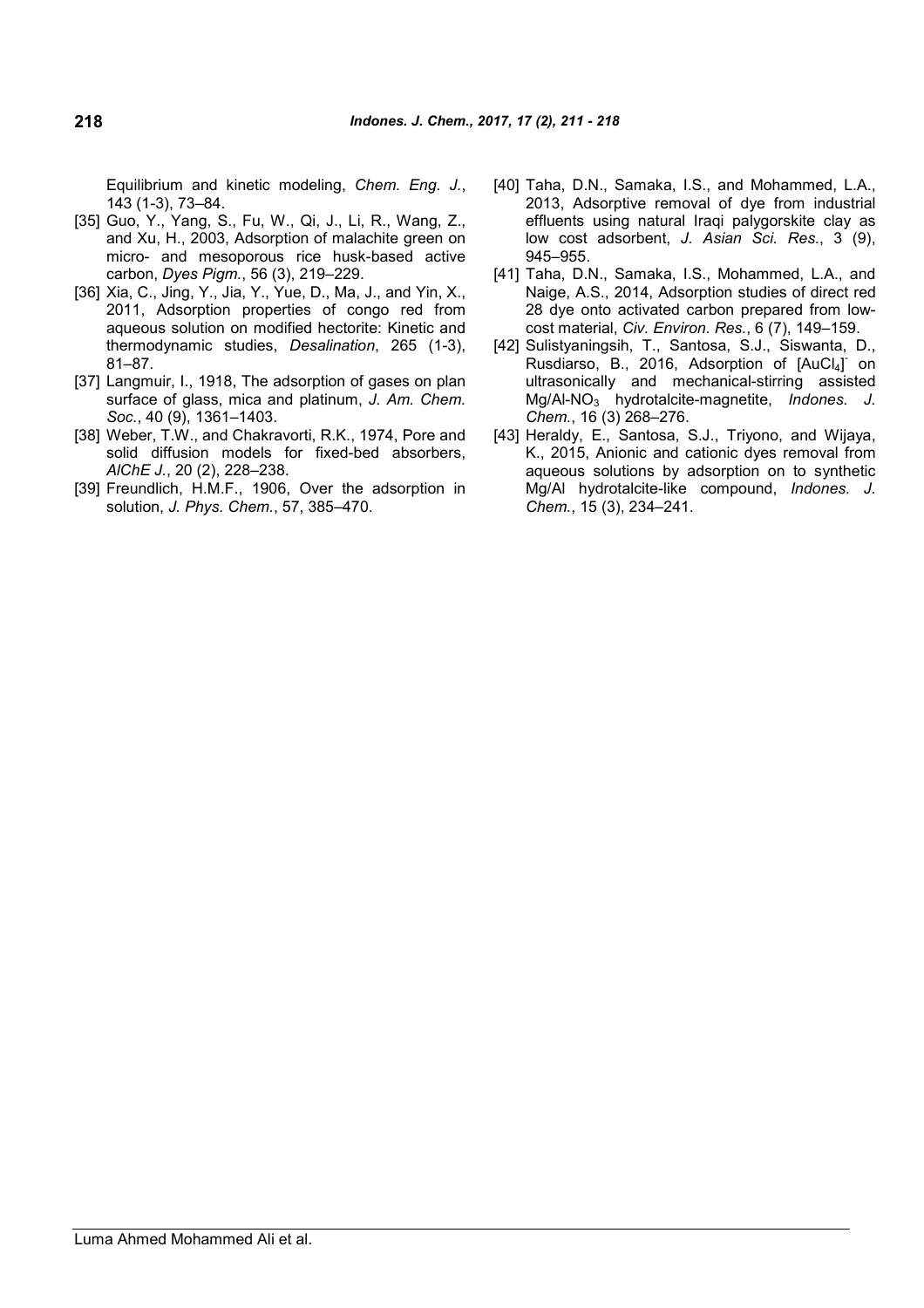Equilibrium and kinetic modeling, *Chem. Eng. J.*, 143 (1-3), 73–84.

[35] Guo, Y., Yang, S., Fu, W., Qi, J., Li, R., Wang, Z., and Xu, H., 2003, Adsorption of malachite green on micro- and mesoporous rice husk-based active carbon, *Dyes Pigm.*, 56 (3), 219–229.

[36] Xia, C., Jing, Y., Jia, Y., Yue, D., Ma, J., and Yin, X., 2011, Adsorption properties of congo red from aqueous solution on modified hectorite: Kinetic and thermodynamic studies, *Desalination*, 265 (1-3), 81–87.

[37] Langmuir, I., 1918, The adsorption of gases on plan surface of glass, mica and platinum, *J. Am. Chem. Soc.*, 40 (9), 1361–1403.

[38] Weber, T.W., and Chakravorti, R.K., 1974, Pore and solid diffusion models for fixed-bed absorbers, *AIChE J.*, 20 (2), 228–238.

[39] Freundlich, H.M.F., 1906, Over the adsorption in solution, *J. Phys. Chem.*, 57, 385–470.

[40] Taha, D.N., Samaka, I.S., and Mohammed, L.A., 2013, Adsorptive removal of dye from industrial effluents using natural Iraqi palygorskite clay as low cost adsorbent, *J. Asian Sci. Res.*, 3 (9), 945–955.

[41] Taha, D.N., Samaka, I.S., Mohammed, L.A., and Naige, A.S., 2014, Adsorption studies of direct red 28 dye onto activated carbon prepared from low-cost material, *Civ. Environ. Res.*, 6 (7), 149–159.

[42] Sulistyaningsih, T., Santosa, S.J., Siswanta, D., Rusdiarso, B., 2016, Adsorption of $[AuCl_4]^-$ on ultrasonically and mechanical-stirring assisted Mg/Al-$NO_3$ hydrotalcite-magnetite, *Indones. J. Chem.*, 16 (3) 268–276.

[43] Heraldy, E., Santosa, S.J., Triyono, and Wijaya, K., 2015, Anionic and cationic dyes removal from aqueous solutions by adsorption on to synthetic Mg/Al hydrotalcite-like compound, *Indones. J. Chem.*, 15 (3), 234–241.